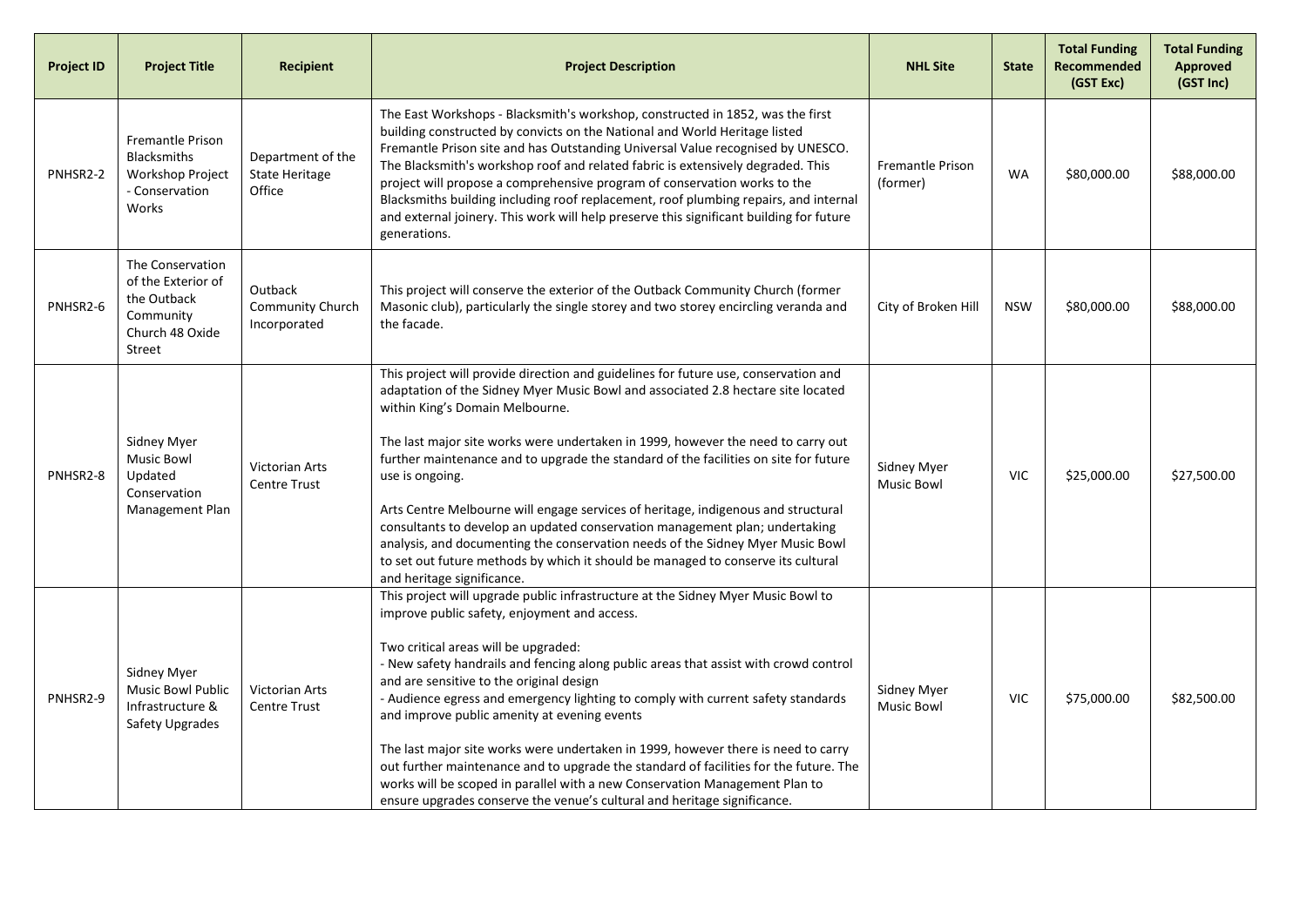| Project ID | Project Title | Recipient | Project Description | NHL Site | State | Total Funding Recommended (GST Exc) | Total Funding Approved (GST Inc) |
|---|---|---|---|---|---|---|---|
| PNHSR2-2 | Fremantle Prison Blacksmiths Workshop Project - Conservation Works | Department of the State Heritage Office | The East Workshops - Blacksmith's workshop, constructed in 1852, was the first building constructed by convicts on the National and World Heritage listed Fremantle Prison site and has Outstanding Universal Value recognised by UNESCO. The Blacksmith's workshop roof and related fabric is extensively degraded. This project will propose a comprehensive program of conservation works to the Blacksmiths building including roof replacement, roof plumbing repairs, and internal and external joinery. This work will help preserve this significant building for future generations. | Fremantle Prison (former) | WA | $80,000.00 | $88,000.00 |
| PNHSR2-6 | The Conservation of the Exterior of the Outback Community Church 48 Oxide Street | Outback Community Church Incorporated | This project will conserve the exterior of the Outback Community Church (former Masonic club), particularly the single storey and two storey encircling veranda and the facade. | City of Broken Hill | NSW | $80,000.00 | $88,000.00 |
| PNHSR2-8 | Sidney Myer Music Bowl Updated Conservation Management Plan | Victorian Arts Centre Trust | This project will provide direction and guidelines for future use, conservation and adaptation of the Sidney Myer Music Bowl and associated 2.8 hectare site located within King's Domain Melbourne.<br><br>The last major site works were undertaken in 1999, however the need to carry out further maintenance and to upgrade the standard of the facilities on site for future use is ongoing.<br><br>Arts Centre Melbourne will engage services of heritage, indigenous and structural consultants to develop an updated conservation management plan; undertaking analysis, and documenting the conservation needs of the Sidney Myer Music Bowl to set out future methods by which it should be managed to conserve its cultural and heritage significance. | Sidney Myer Music Bowl | VIC | $25,000.00 | $27,500.00 |
| PNHSR2-9 | Sidney Myer Music Bowl Public Infrastructure & Safety Upgrades | Victorian Arts Centre Trust | This project will upgrade public infrastructure at the Sidney Myer Music Bowl to improve public safety, enjoyment and access.<br><br>Two critical areas will be upgraded:<br>- New safety handrails and fencing along public areas that assist with crowd control and are sensitive to the original design<br>- Audience egress and emergency lighting to comply with current safety standards and improve public amenity at evening events<br><br>The last major site works were undertaken in 1999, however there is need to carry out further maintenance and to upgrade the standard of facilities for the future. The works will be scoped in parallel with a new Conservation Management Plan to ensure upgrades conserve the venue's cultural and heritage significance. | Sidney Myer Music Bowl | VIC | $75,000.00 | $82,500.00 |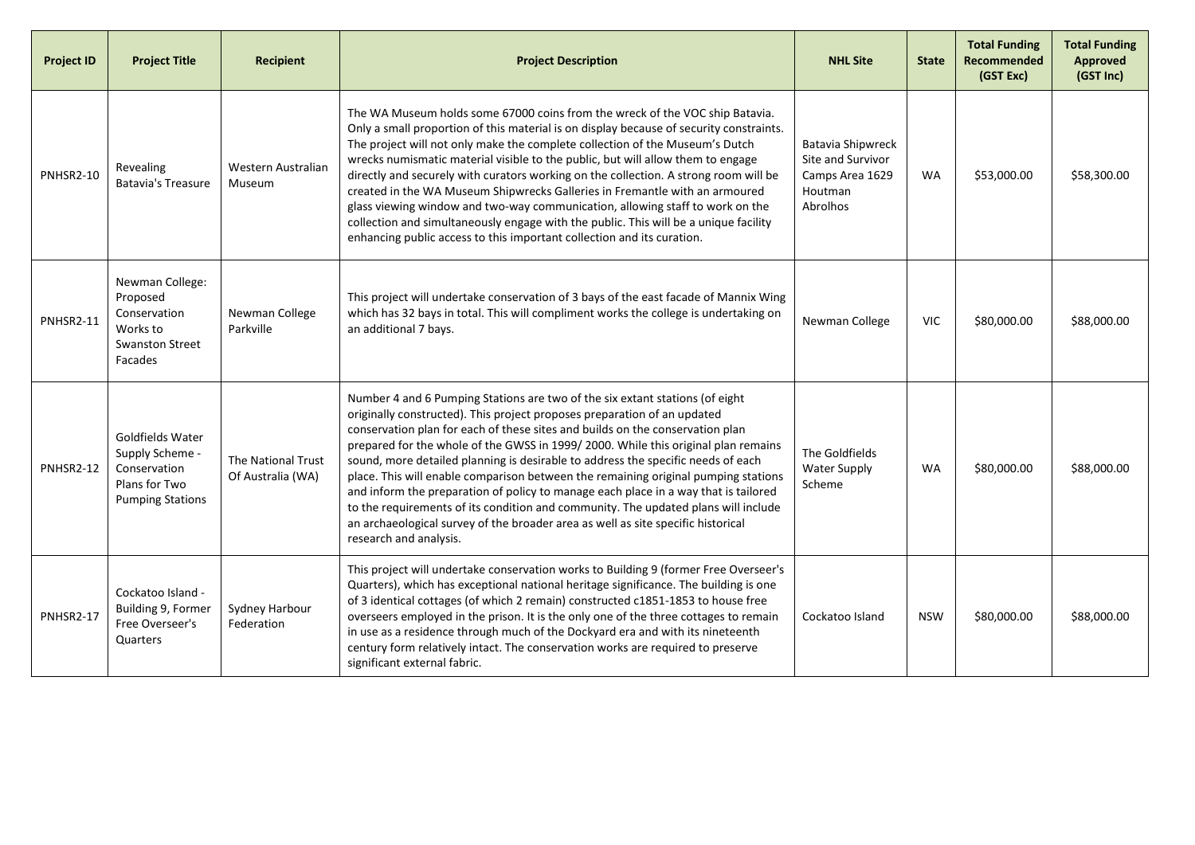| Project ID | Project Title | Recipient | Project Description | NHL Site | State | Total Funding Recommended (GST Exc) | Total Funding Approved (GST Inc) |
|---|---|---|---|---|---|---|---|
| PNHSR2-10 | Revealing Batavia's Treasure | Western Australian Museum | The WA Museum holds some 67000 coins from the wreck of the VOC ship Batavia. Only a small proportion of this material is on display because of security constraints. The project will not only make the complete collection of the Museum's Dutch wrecks numismatic material visible to the public, but will allow them to engage directly and securely with curators working on the collection. A strong room will be created in the WA Museum Shipwrecks Galleries in Fremantle with an armoured glass viewing window and two-way communication, allowing staff to work on the collection and simultaneously engage with the public. This will be a unique facility enhancing public access to this important collection and its curation. | Batavia Shipwreck Site and Survivor Camps Area 1629 Houtman Abrolhos | WA | $53,000.00 | $58,300.00 |
| PNHSR2-11 | Newman College: Proposed Conservation Works to Swanston Street Facades | Newman College Parkville | This project will undertake conservation of 3 bays of the east facade of Mannix Wing which has 32 bays in total. This will compliment works the college is undertaking on an additional 7 bays. | Newman College | VIC | $80,000.00 | $88,000.00 |
| PNHSR2-12 | Goldfields Water Supply Scheme - Conservation Plans for Two Pumping Stations | The National Trust Of Australia (WA) | Number 4 and 6 Pumping Stations are two of the six extant stations (of eight originally constructed). This project proposes preparation of an updated conservation plan for each of these sites and builds on the conservation plan prepared for the whole of the GWSS in 1999/ 2000. While this original plan remains sound, more detailed planning is desirable to address the specific needs of each place. This will enable comparison between the remaining original pumping stations and inform the preparation of policy to manage each place in a way that is tailored to the requirements of its condition and community. The updated plans will include an archaeological survey of the broader area as well as site specific historical research and analysis. | The Goldfields Water Supply Scheme | WA | $80,000.00 | $88,000.00 |
| PNHSR2-17 | Cockatoo Island - Building 9, Former Free Overseer's Quarters | Sydney Harbour Federation | This project will undertake conservation works to Building 9 (former Free Overseer's Quarters), which has exceptional national heritage significance. The building is one of 3 identical cottages (of which 2 remain) constructed c1851-1853 to house free overseers employed in the prison. It is the only one of the three cottages to remain in use as a residence through much of the Dockyard era and with its nineteenth century form relatively intact. The conservation works are required to preserve significant external fabric. | Cockatoo Island | NSW | $80,000.00 | $88,000.00 |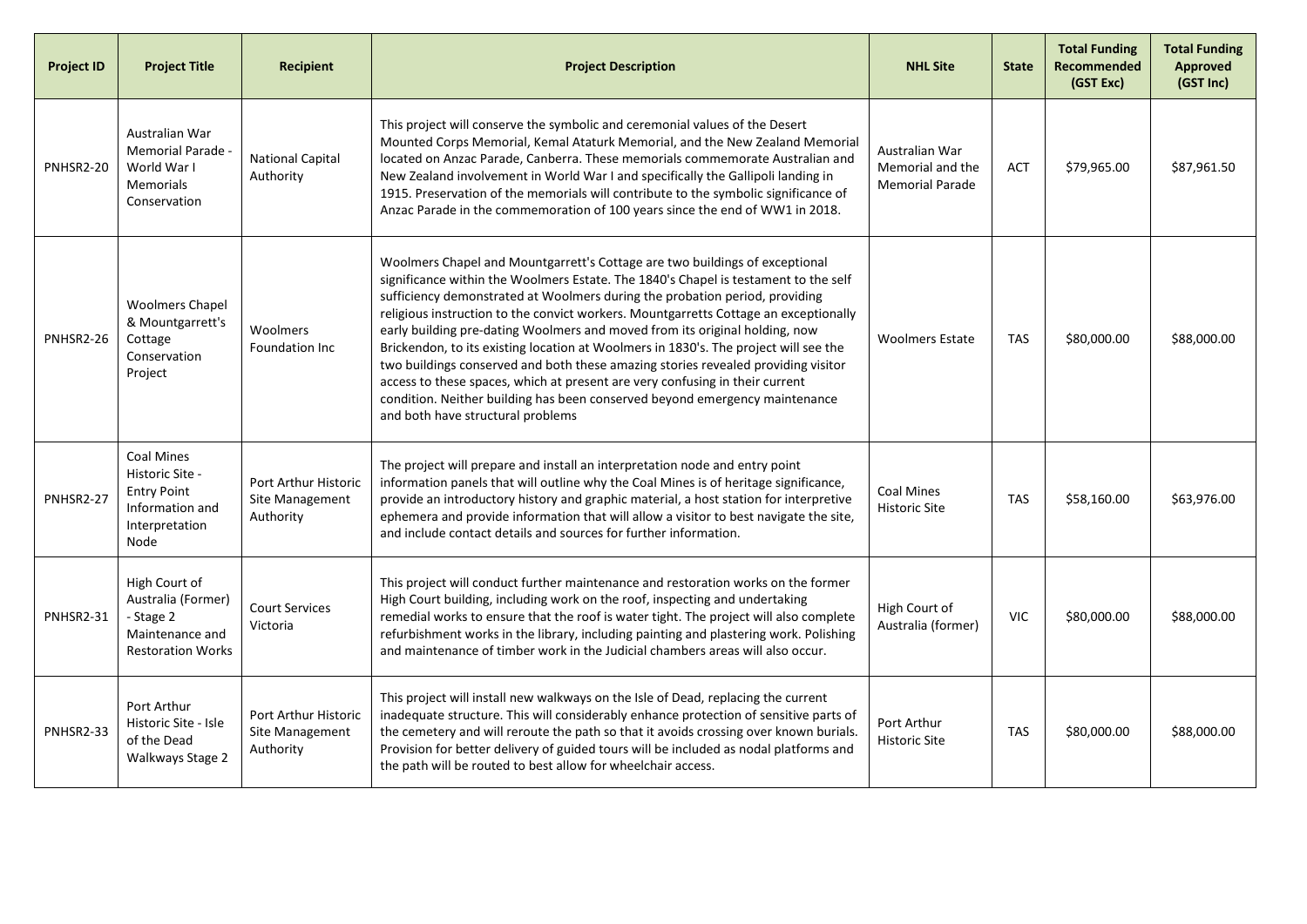| Project ID | Project Title | Recipient | Project Description | NHL Site | State | Total Funding Recommended (GST Exc) | Total Funding Approved (GST Inc) |
|---|---|---|---|---|---|---|---|
| PNHSR2-20 | Australian War Memorial Parade - World War I Memorials Conservation | National Capital Authority | This project will conserve the symbolic and ceremonial values of the Desert Mounted Corps Memorial, Kemal Ataturk Memorial, and the New Zealand Memorial located on Anzac Parade, Canberra. These memorials commemorate Australian and New Zealand involvement in World War I and specifically the Gallipoli landing in 1915. Preservation of the memorials will contribute to the symbolic significance of Anzac Parade in the commemoration of 100 years since the end of WW1 in 2018. | Australian War Memorial and the Memorial Parade | ACT | $79,965.00 | $87,961.50 |
| PNHSR2-26 | Woolmers Chapel & Mountgarrett's Cottage Conservation Project | Woolmers Foundation Inc | Woolmers Chapel and Mountgarrett's Cottage are two buildings of exceptional significance within the Woolmers Estate. The 1840's Chapel is testament to the self sufficiency demonstrated at Woolmers during the probation period, providing religious instruction to the convict workers. Mountgarretts Cottage an exceptionally early building pre-dating Woolmers and moved from its original holding, now Brickendon, to its existing location at Woolmers in 1830's. The project will see the two buildings conserved and both these amazing stories revealed providing visitor access to these spaces, which at present are very confusing in their current condition. Neither building has been conserved beyond emergency maintenance and both have structural problems | Woolmers Estate | TAS | $80,000.00 | $88,000.00 |
| PNHSR2-27 | Coal Mines Historic Site - Entry Point Information and Interpretation Node | Port Arthur Historic Site Management Authority | The project will prepare and install an interpretation node and entry point information panels that will outline why the Coal Mines is of heritage significance, provide an introductory history and graphic material, a host station for interpretive ephemera and provide information that will allow a visitor to best navigate the site, and include contact details and sources for further information. | Coal Mines Historic Site | TAS | $58,160.00 | $63,976.00 |
| PNHSR2-31 | High Court of Australia (Former) - Stage 2 Maintenance and Restoration Works | Court Services Victoria | This project will conduct further maintenance and restoration works on the former High Court building, including work on the roof, inspecting and undertaking remedial works to ensure that the roof is water tight. The project will also complete refurbishment works in the library, including painting and plastering work. Polishing and maintenance of timber work in the Judicial chambers areas will also occur. | High Court of Australia (former) | VIC | $80,000.00 | $88,000.00 |
| PNHSR2-33 | Port Arthur Historic Site - Isle of the Dead Walkways Stage 2 | Port Arthur Historic Site Management Authority | This project will install new walkways on the Isle of Dead, replacing the current inadequate structure. This will considerably enhance protection of sensitive parts of the cemetery and will reroute the path so that it avoids crossing over known burials. Provision for better delivery of guided tours will be included as nodal platforms and the path will be routed to best allow for wheelchair access. | Port Arthur Historic Site | TAS | $80,000.00 | $88,000.00 |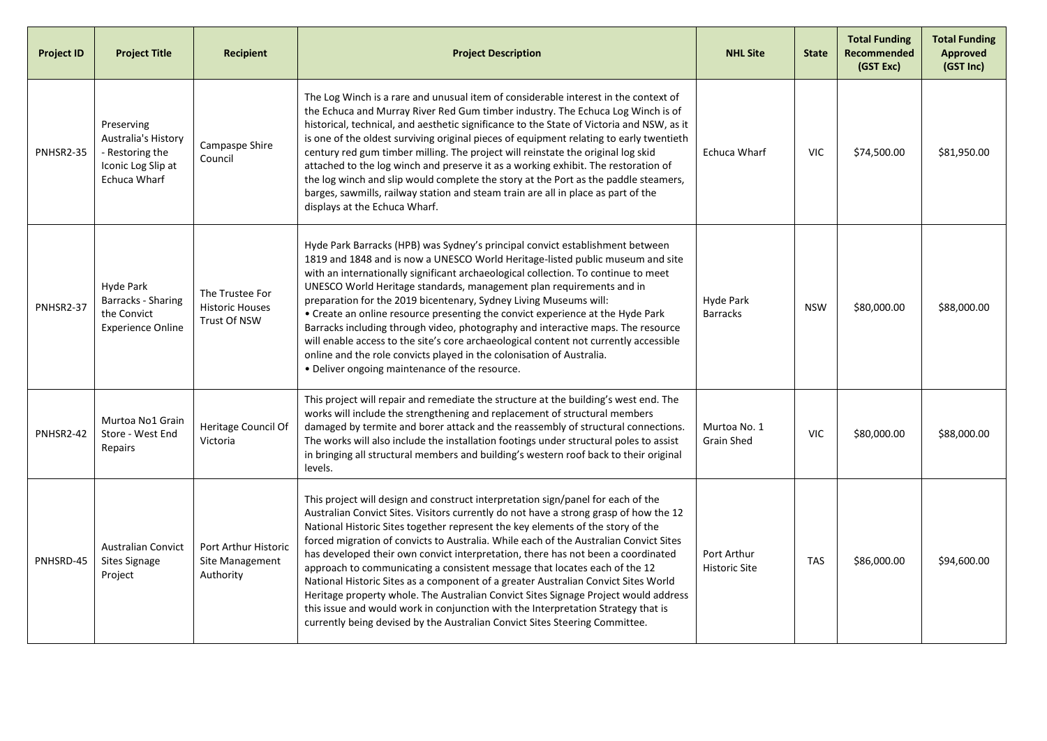| Project ID | Project Title | Recipient | Project Description | NHL Site | State | Total Funding Recommended (GST Exc) | Total Funding Approved (GST Inc) |
|---|---|---|---|---|---|---|---|
| PNHSR2-35 | Preserving Australia's History - Restoring the Iconic Log Slip at Echuca Wharf | Campaspe Shire Council | The Log Winch is a rare and unusual item of considerable interest in the context of the Echuca and Murray River Red Gum timber industry. The Echuca Log Winch is of historical, technical, and aesthetic significance to the State of Victoria and NSW, as it is one of the oldest surviving original pieces of equipment relating to early twentieth century red gum timber milling. The project will reinstate the original log skid attached to the log winch and preserve it as a working exhibit. The restoration of the log winch and slip would complete the story at the Port as the paddle steamers, barges, sawmills, railway station and steam train are all in place as part of the displays at the Echuca Wharf. | Echuca Wharf | VIC | $74,500.00 | $81,950.00 |
| PNHSR2-37 | Hyde Park Barracks - Sharing the Convict Experience Online | The Trustee For Historic Houses Trust Of NSW | Hyde Park Barracks (HPB) was Sydney's principal convict establishment between 1819 and 1848 and is now a UNESCO World Heritage-listed public museum and site with an internationally significant archaeological collection. To continue to meet UNESCO World Heritage standards, management plan requirements and in preparation for the 2019 bicentenary, Sydney Living Museums will:<br>• Create an online resource presenting the convict experience at the Hyde Park Barracks including through video, photography and interactive maps. The resource will enable access to the site's core archaeological content not currently accessible online and the role convicts played in the colonisation of Australia.<br>• Deliver ongoing maintenance of the resource. | Hyde Park Barracks | NSW | $80,000.00 | $88,000.00 |
| PNHSR2-42 | Murtoa No1 Grain Store - West End Repairs | Heritage Council Of Victoria | This project will repair and remediate the structure at the building's west end. The works will include the strengthening and replacement of structural members damaged by termite and borer attack and the reassembly of structural connections. The works will also include the installation footings under structural poles to assist in bringing all structural members and building's western roof back to their original levels. | Murtoa No. 1 Grain Shed | VIC | $80,000.00 | $88,000.00 |
| PNHSRD-45 | Australian Convict Sites Signage Project | Port Arthur Historic Site Management Authority | This project will design and construct interpretation sign/panel for each of the Australian Convict Sites. Visitors currently do not have a strong grasp of how the 12 National Historic Sites together represent the key elements of the story of the forced migration of convicts to Australia. While each of the Australian Convict Sites has developed their own convict interpretation, there has not been a coordinated approach to communicating a consistent message that locates each of the 12 National Historic Sites as a component of a greater Australian Convict Sites World Heritage property whole. The Australian Convict Sites Signage Project would address this issue and would work in conjunction with the Interpretation Strategy that is currently being devised by the Australian Convict Sites Steering Committee. | Port Arthur Historic Site | TAS | $86,000.00 | $94,600.00 |